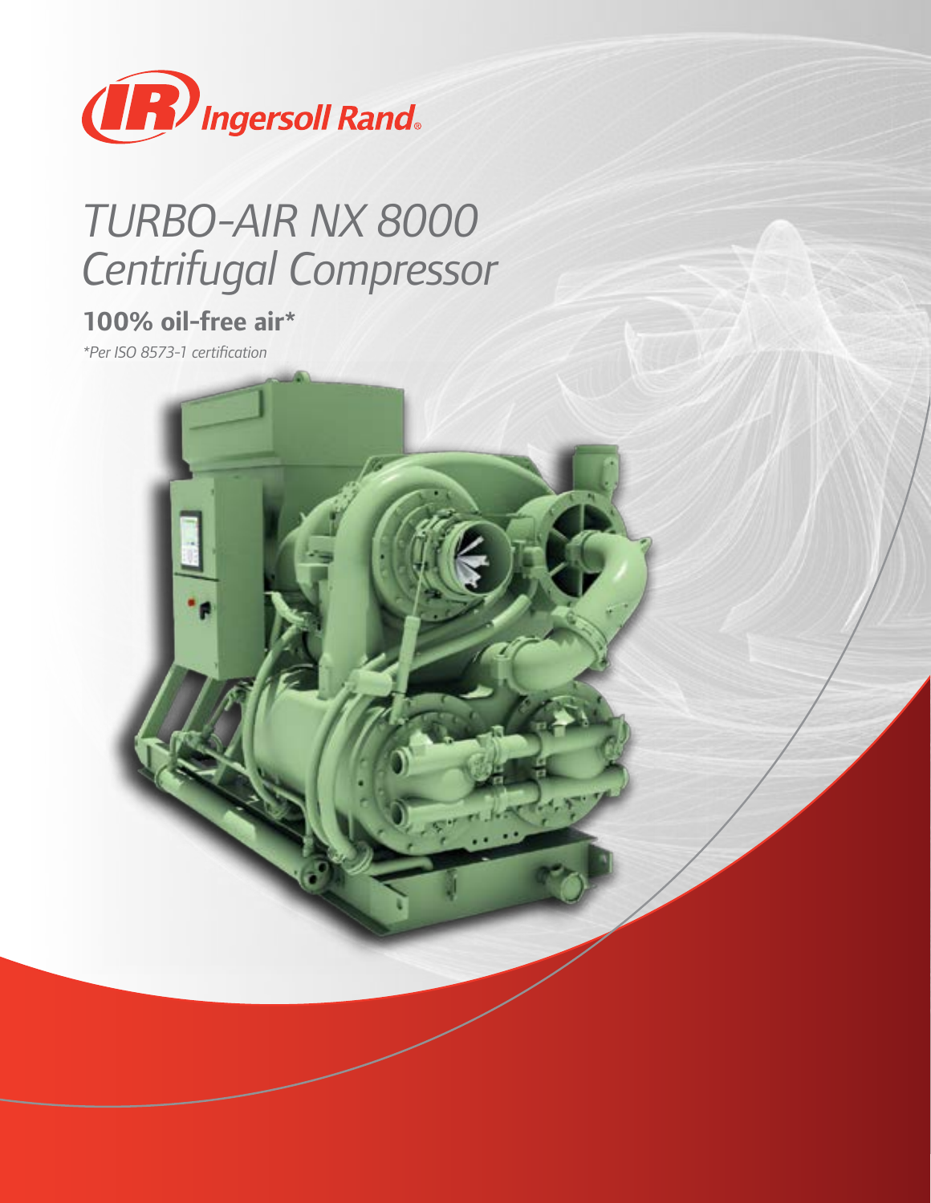Ingersoll Rand

# *TURBO-AIR NX 8000 Centrifugal Compressor*

## 100% oil-free air*

*\*Per ISO 8573-1 certification*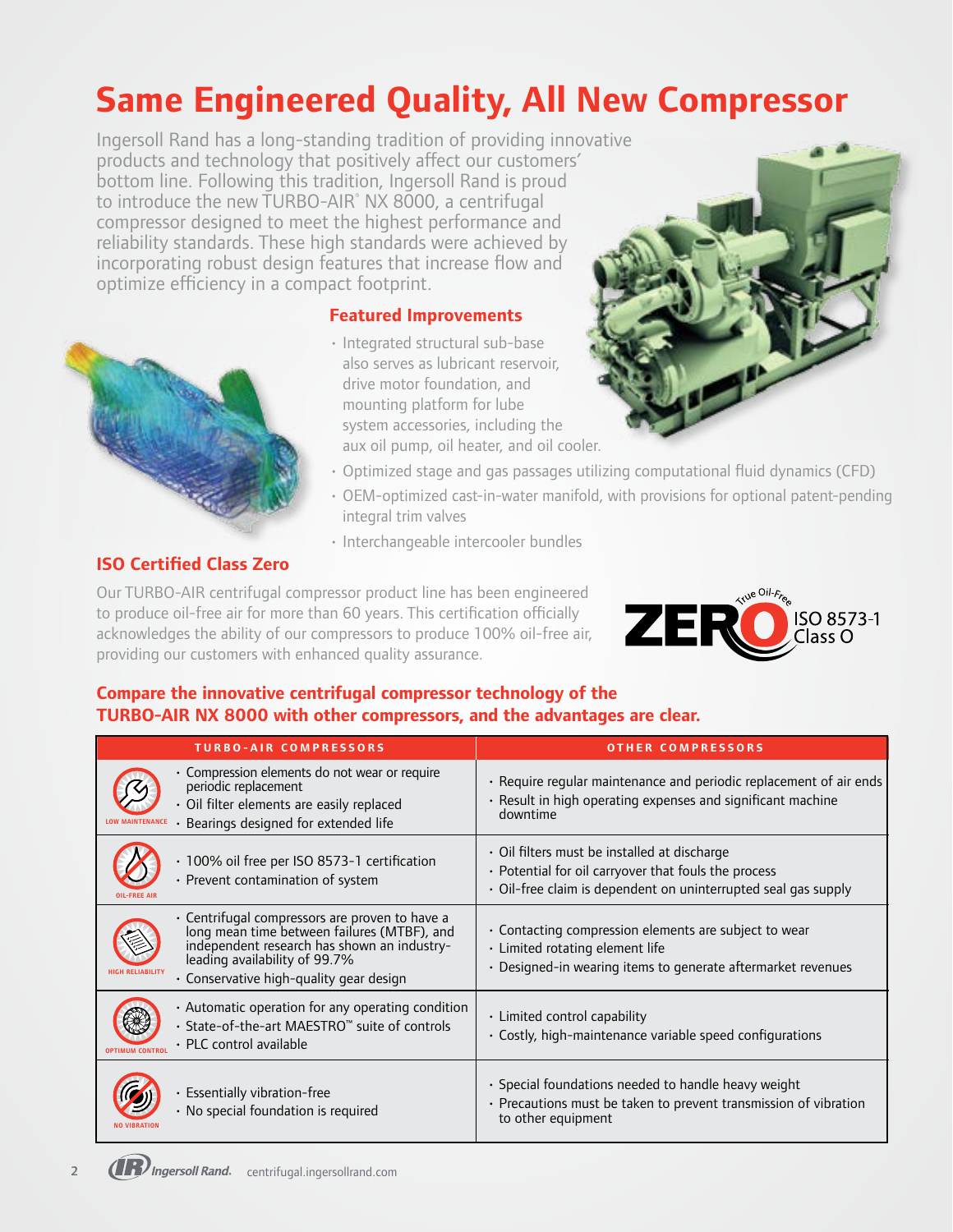# Same Engineered Quality, All New Compressor

Ingersoll Rand has a long-standing tradition of providing innovative products and technology that positively affect our customers' bottom line. Following this tradition, Ingersoll Rand is proud to introduce the new TURBO-AIR® NX 8000, a centrifugal compressor designed to meet the highest performance and reliability standards. These high standards were achieved by incorporating robust design features that increase flow and optimize efficiency in a compact footprint.

## Featured Improvements

- Integrated structural sub-base also serves as lubricant reservoir, drive motor foundation, and mounting platform for lube system accessories, including the aux oil pump, oil heater, and oil cooler.
- Optimized stage and gas passages utilizing computational fluid dynamics (CFD)
- OEM-optimized cast-in-water manifold, with provisions for optional patent-pending integral trim valves
- Interchangeable intercooler bundles

## ISO Certified Class Zero

Our TURBO-AIR centrifugal compressor product line has been engineered to produce oil-free air for more than 60 years. This certification officially acknowledges the ability of our compressors to produce 100% oil-free air, providing our customers with enhanced quality assurance.

ZERO True Oil-Free — ISO 8573-1 Class 0

## Compare the innovative centrifugal compressor technology of the TURBO-AIR NX 8000 with other compressors, and the advantages are clear.

| | TURBO-AIR COMPRESSORS | OTHER COMPRESSORS |
|---|---|---|
| LOW MAINTENANCE | • Compression elements do not wear or require periodic replacement<br>• Oil filter elements are easily replaced<br>• Bearings designed for extended life | • Require regular maintenance and periodic replacement of air ends<br>• Result in high operating expenses and significant machine downtime |
| OIL-FREE AIR | • 100% oil free per ISO 8573-1 certification<br>• Prevent contamination of system | • Oil filters must be installed at discharge<br>• Potential for oil carryover that fouls the process<br>• Oil-free claim is dependent on uninterrupted seal gas supply |
| HIGH RELIABILITY | • Centrifugal compressors are proven to have a long mean time between failures (MTBF), and independent research has shown an industry-leading availability of 99.7%<br>• Conservative high-quality gear design | • Contacting compression elements are subject to wear<br>• Limited rotating element life<br>• Designed-in wearing items to generate aftermarket revenues |
| OPTIMUM CONTROL | • Automatic operation for any operating condition<br>• State-of-the-art MAESTRO™ suite of controls<br>• PLC control available | • Limited control capability<br>• Costly, high-maintenance variable speed configurations |
| NO VIBRATION | • Essentially vibration-free<br>• No special foundation is required | • Special foundations needed to handle heavy weight<br>• Precautions must be taken to prevent transmission of vibration to other equipment |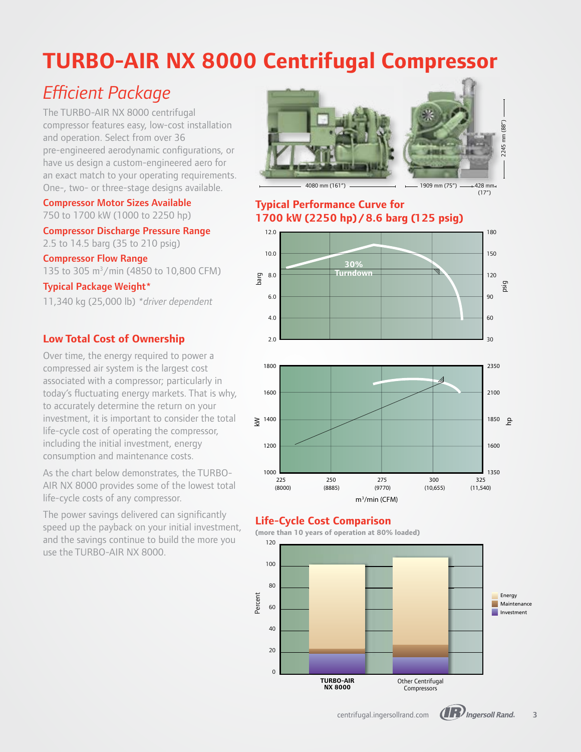# TURBO-AIR NX 8000 Centrifugal Compressor

## *Efficient Package*

The TURBO-AIR NX 8000 centrifugal compressor features easy, low-cost installation and operation. Select from over 36 pre-engineered aerodynamic configurations, or have us design a custom-engineered aero for an exact match to your operating requirements. One-, two- or three-stage designs available.

**Compressor Motor Sizes Available**
750 to 1700 kW (1000 to 2250 hp)

**Compressor Discharge Pressure Range**
2.5 to 14.5 barg (35 to 210 psig)

**Compressor Flow Range**
135 to 305 m$^3$/min (4850 to 10,800 CFM)

**Typical Package Weight***
11,340 kg (25,000 lb) **driver dependent*

4080 mm (161") — 1909 mm (75") — 428 mm (17") — 2245 mm (88")

### Low Total Cost of Ownership

Over time, the energy required to power a compressed air system is the largest cost associated with a compressor; particularly in today's fluctuating energy markets. That is why, to accurately determine the return on your investment, it is important to consider the total life-cycle cost of operating the compressor, including the initial investment, energy consumption and maintenance costs.

As the chart below demonstrates, the TURBO-AIR NX 8000 provides some of the lowest total life-cycle costs of any compressor.

The power savings delivered can significantly speed up the payback on your initial investment, and the savings continue to build the more you use the TURBO-AIR NX 8000.

### Typical Performance Curve for 1700 kW (2250 hp) / 8.6 barg (125 psig)

30% Turndown

barg: 2.0–12.0 / psig: 30–180
kW: 1000–1800 / hp: 1350–2350
m$^3$/min (CFM): 225 (8000), 250 (8885), 275 (9770), 300 (10,655), 325 (11,540)

### Life-Cycle Cost Comparison

**(more than 10 years of operation at 80% loaded)**

Percent: 0–120

Energy / Maintenance / Investment

TURBO-AIR NX 8000 — Other Centrifugal Compressors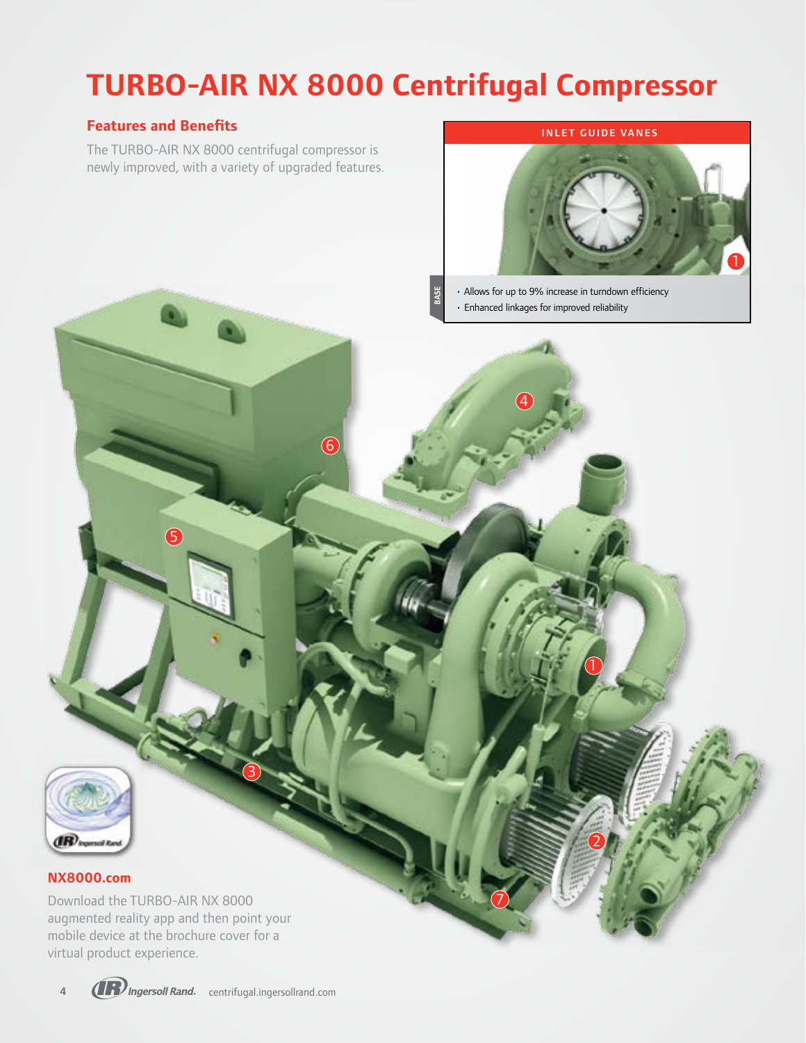# TURBO-AIR NX 8000 Centrifugal Compressor

## Features and Benefits

The TURBO-AIR NX 8000 centrifugal compressor is newly improved, with a variety of upgraded features.

**INLET GUIDE VANES**

BASE

- Allows for up to 9% increase in turndown efficiency
- Enhanced linkages for improved reliability

### NX8000.com

Download the TURBO-AIR NX 8000 augmented reality app and then point your mobile device at the brochure cover for a virtual product experience.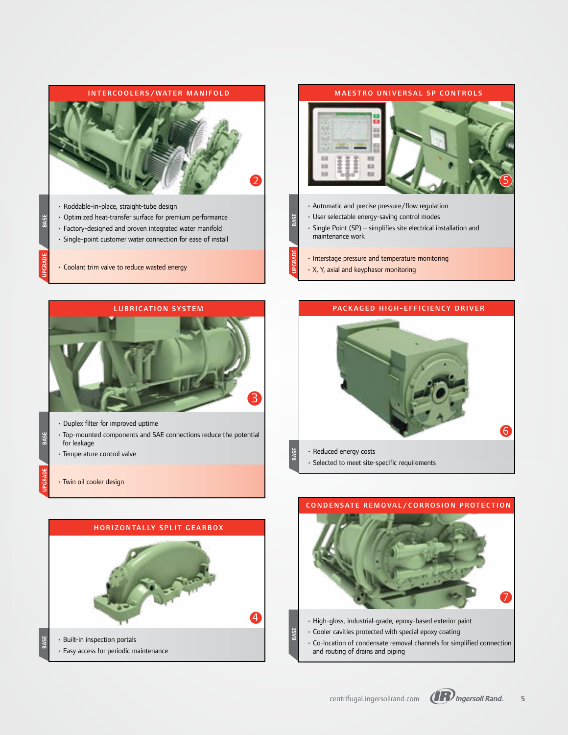## INTERCOOLERS/WATER MANIFOLD

2

**BASE**

- Roddable-in-place, straight-tube design
- Optimized heat-transfer surface for premium performance
- Factory-designed and proven integrated water manifold
- Single-point customer water connection for ease of install

**UPGRADE**

- Coolant trim valve to reduce wasted energy

## LUBRICATION SYSTEM

3

**BASE**

- Duplex filter for improved uptime
- Top-mounted components and SAE connections reduce the potential for leakage
- Temperature control valve

**UPGRADE**

- Twin oil cooler design

## HORIZONTALLY SPLIT GEARBOX

4

**BASE**

- Built-in inspection portals
- Easy access for periodic maintenance

## MAESTRO UNIVERSAL SP CONTROLS

5

**BASE**

- Automatic and precise pressure/flow regulation
- User selectable energy-saving control modes
- Single Point (SP) – simplifies site electrical installation and maintenance work

**UPGRADE**

- Interstage pressure and temperature monitoring
- X, Y, axial and keyphasor monitoring

## PACKAGED HIGH-EFFICIENCY DRIVER

6

**BASE**

- Reduced energy costs
- Selected to meet site-specific requirements

## CONDENSATE REMOVAL/CORROSION PROTECTION

7

**BASE**

- High-gloss, industrial-grade, epoxy-based exterior paint
- Cooler cavities protected with special epoxy coating
- Co-location of condensate removal channels for simplified connection and routing of drains and piping

centrifugal.ingersollrand.com Ingersoll Rand.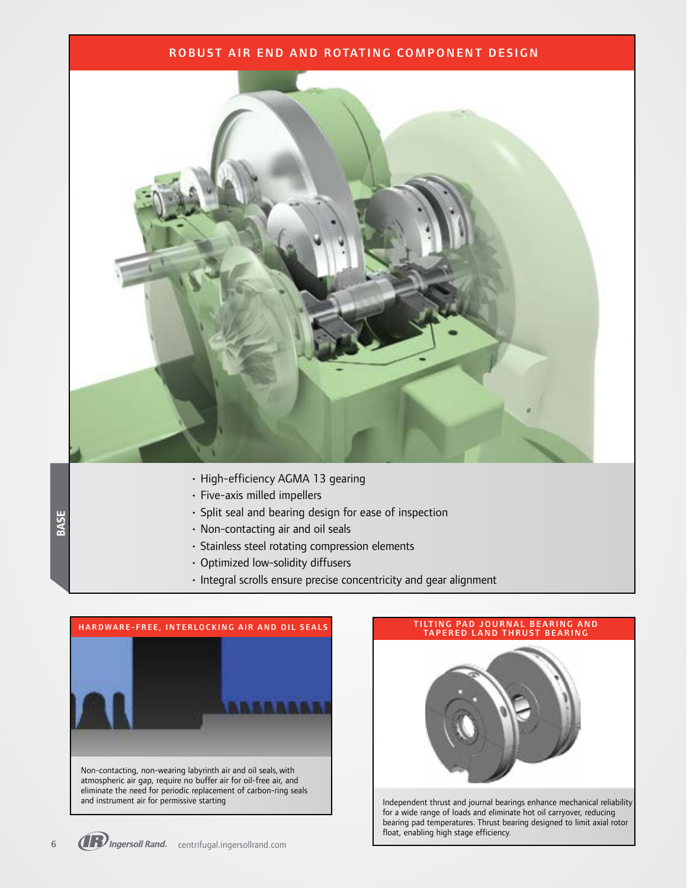## ROBUST AIR END AND ROTATING COMPONENT DESIGN

- High-efficiency AGMA 13 gearing
- Five-axis milled impellers
- Split seal and bearing design for ease of inspection
- Non-contacting air and oil seals
- Stainless steel rotating compression elements
- Optimized low-solidity diffusers
- Integral scrolls ensure precise concentricity and gear alignment

BASE

### HARDWARE-FREE, INTERLOCKING AIR AND OIL SEALS

Non-contacting, non-wearing labyrinth air and oil seals, with atmospheric air gap, require no buffer air for oil-free air, and eliminate the need for periodic replacement of carbon-ring seals and instrument air for permissive starting

### TILTING PAD JOURNAL BEARING AND TAPERED LAND THRUST BEARING

Independent thrust and journal bearings enhance mechanical reliability for a wide range of loads and eliminate hot oil carryover, reducing bearing pad temperatures. Thrust bearing designed to limit axial rotor float, enabling high stage efficiency.

Ingersoll Rand. centrifugal.ingersollrand.com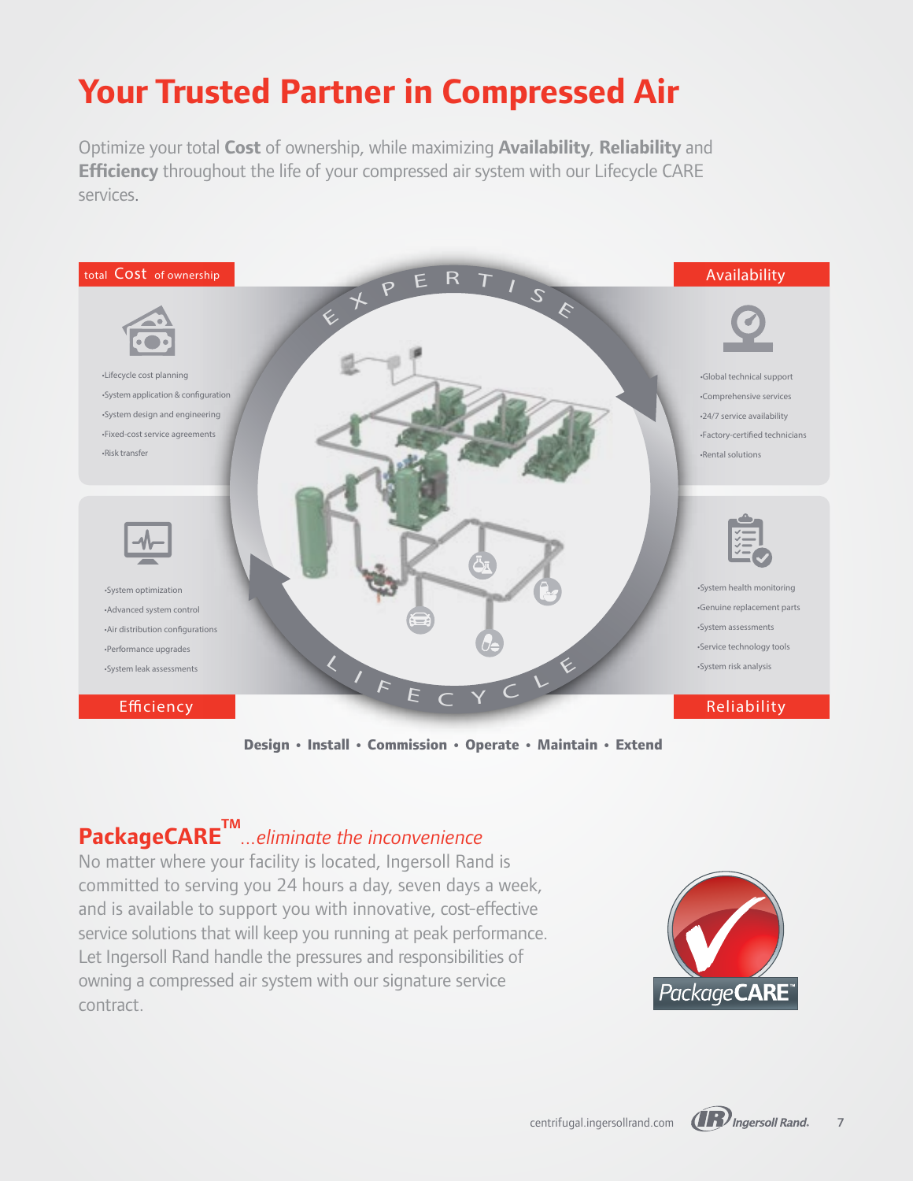# Your Trusted Partner in Compressed Air

Optimize your total **Cost** of ownership, while maximizing **Availability**, **Reliability** and **Efficiency** throughout the life of your compressed air system with our Lifecycle CARE services.

### total Cost of ownership

- Lifecycle cost planning
- System application & configuration
- System design and engineering
- Fixed-cost service agreements
- Risk transfer

### Availability

- Global technical support
- Comprehensive services
- 24/7 service availability
- Factory-certified technicians
- Rental solutions

### Efficiency

- System optimization
- Advanced system control
- Air distribution configurations
- Performance upgrades
- System leak assessments

### Reliability

- System health monitoring
- Genuine replacement parts
- System assessments
- Service technology tools
- System risk analysis

EXPERTISE

LIFECYCLE

**Design • Install • Commission • Operate • Maintain • Extend**

## PackageCARE™ *...eliminate the inconvenience*

No matter where your facility is located, Ingersoll Rand is committed to serving you 24 hours a day, seven days a week, and is available to support you with innovative, cost-effective service solutions that will keep you running at peak performance. Let Ingersoll Rand handle the pressures and responsibilities of owning a compressed air system with our signature service contract.

PackageCARE™

centrifugal.ingersollrand.com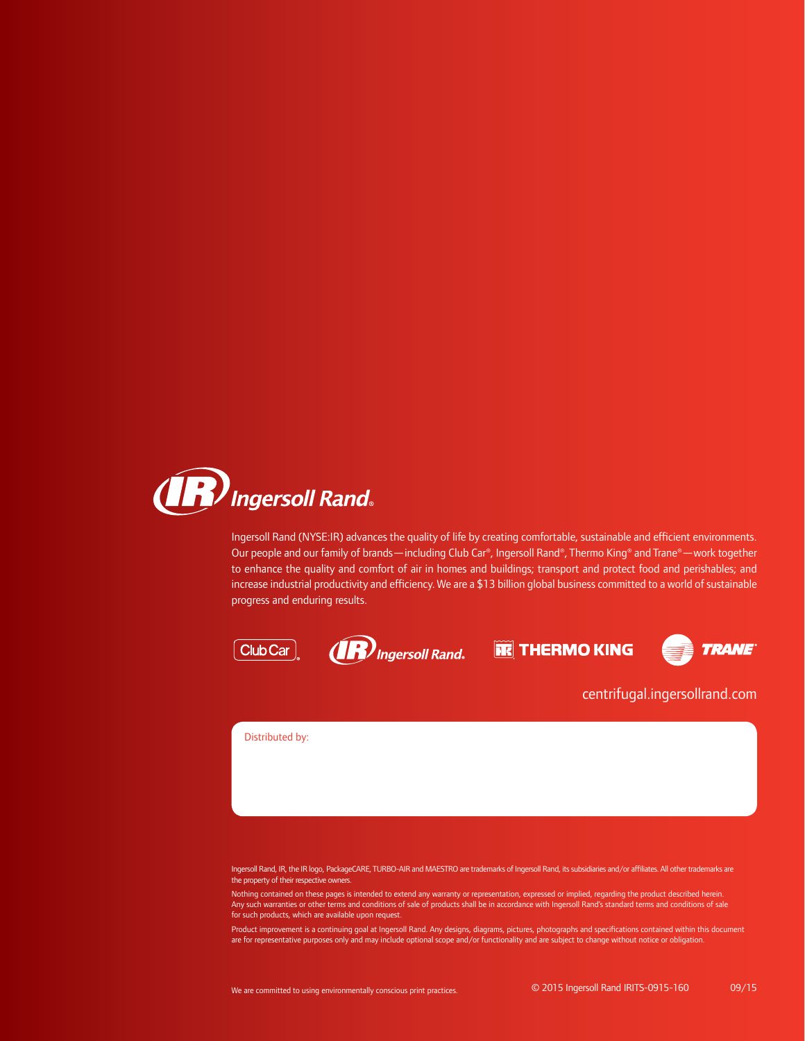Ingersoll Rand

Ingersoll Rand (NYSE:IR) advances the quality of life by creating comfortable, sustainable and efficient environments. Our people and our family of brands—including Club Car®, Ingersoll Rand®, Thermo King® and Trane®—work together to enhance the quality and comfort of air in homes and buildings; transport and protect food and perishables; and increase industrial productivity and efficiency. We are a $13 billion global business committed to a world of sustainable progress and enduring results.

Club Car | Ingersoll Rand | THERMO KING | TRANE

centrifugal.ingersollrand.com

Distributed by:

Ingersoll Rand, IR, the IR logo, PackageCARE, TURBO-AIR and MAESTRO are trademarks of Ingersoll Rand, its subsidiaries and/or affiliates. All other trademarks are the property of their respective owners.

Nothing contained on these pages is intended to extend any warranty or representation, expressed or implied, regarding the product described herein. Any such warranties or other terms and conditions of sale of products shall be in accordance with Ingersoll Rand's standard terms and conditions of sale for such products, which are available upon request.

Product improvement is a continuing goal at Ingersoll Rand. Any designs, diagrams, pictures, photographs and specifications contained within this document are for representative purposes only and may include optional scope and/or functionality and are subject to change without notice or obligation.

We are committed to using environmentally conscious print practices.

© 2015 Ingersoll Rand IRITS-0915-160 09/15